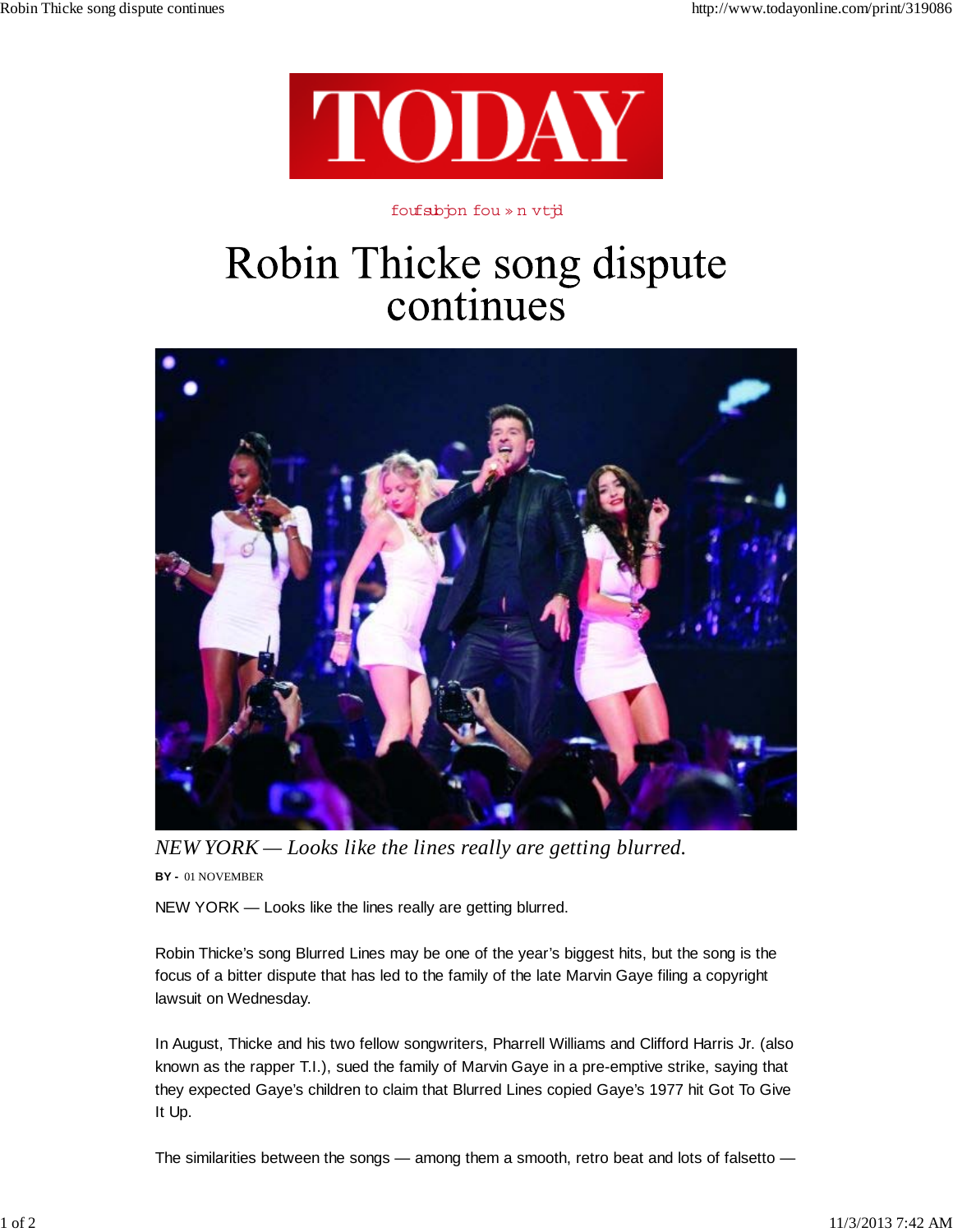# Robin Thicke song dispute continues

*NEW YORK — Looks like the lines really are getting blurred.*

**BY -** 01 NOVEMBER

NEW YORK — Looks like the lines really are getting blurred.

Robin Thicke's song Blurred Lines may be one of the year's biggest hits, but the song is the focus of a bitter dispute that has led to the family of the late Marvin Gaye filing a copyright lawsuit on Wednesday.

In August, Thicke and his two fellow songwriters, Pharrell Williams and Clifford Harris Jr. (also known as the rapper T.I.), sued the family of Marvin Gaye in a pre-emptive strike, saying that they expected Gaye's children to claim that Blurred Lines copied Gaye's 1977 hit Got To Give It Up.

The similarities between the songs — among them a smooth, retro beat and lots of falsetto —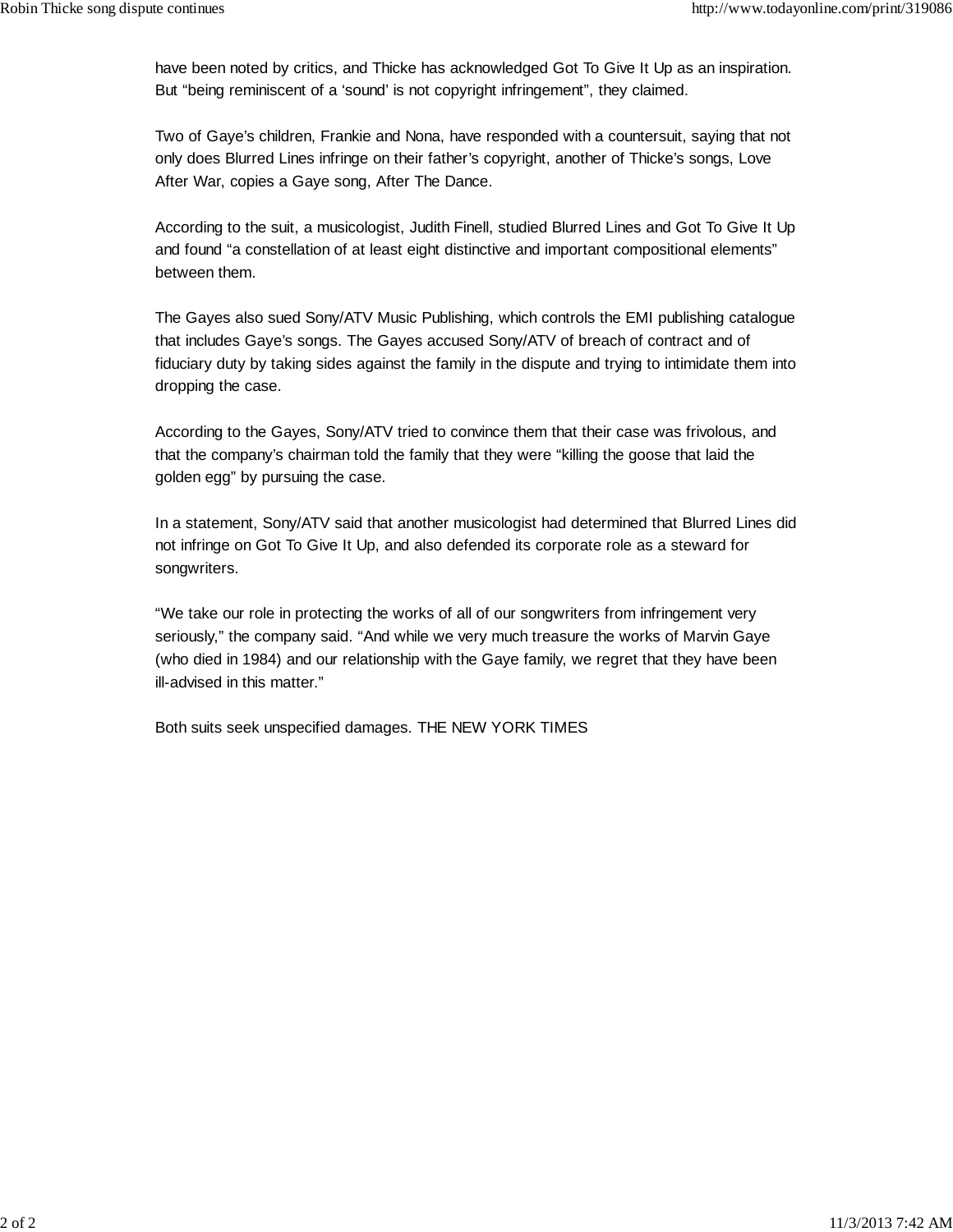have been noted by critics, and Thicke has acknowledged Got To Give It Up as an inspiration. But “being reminiscent of a ‘sound’ is not copyright infringement”, they claimed.

Two of Gaye’s children, Frankie and Nona, have responded with a countersuit, saying that not only does Blurred Lines infringe on their father’s copyright, another of Thicke’s songs, Love After War, copies a Gaye song, After The Dance.

According to the suit, a musicologist, Judith Finell, studied Blurred Lines and Got To Give It Up and found “a constellation of at least eight distinctive and important compositional elements” between them.

The Gayes also sued Sony/ATV Music Publishing, which controls the EMI publishing catalogue that includes Gaye’s songs. The Gayes accused Sony/ATV of breach of contract and of fiduciary duty by taking sides against the family in the dispute and trying to intimidate them into dropping the case.

According to the Gayes, Sony/ATV tried to convince them that their case was frivolous, and that the company’s chairman told the family that they were “killing the goose that laid the golden egg” by pursuing the case.

In a statement, Sony/ATV said that another musicologist had determined that Blurred Lines did not infringe on Got To Give It Up, and also defended its corporate role as a steward for songwriters.

“We take our role in protecting the works of all of our songwriters from infringement very seriously,” the company said. “And while we very much treasure the works of Marvin Gaye (who died in 1984) and our relationship with the Gaye family, we regret that they have been ill-advised in this matter.”

Both suits seek unspecified damages. THE NEW YORK TIMES